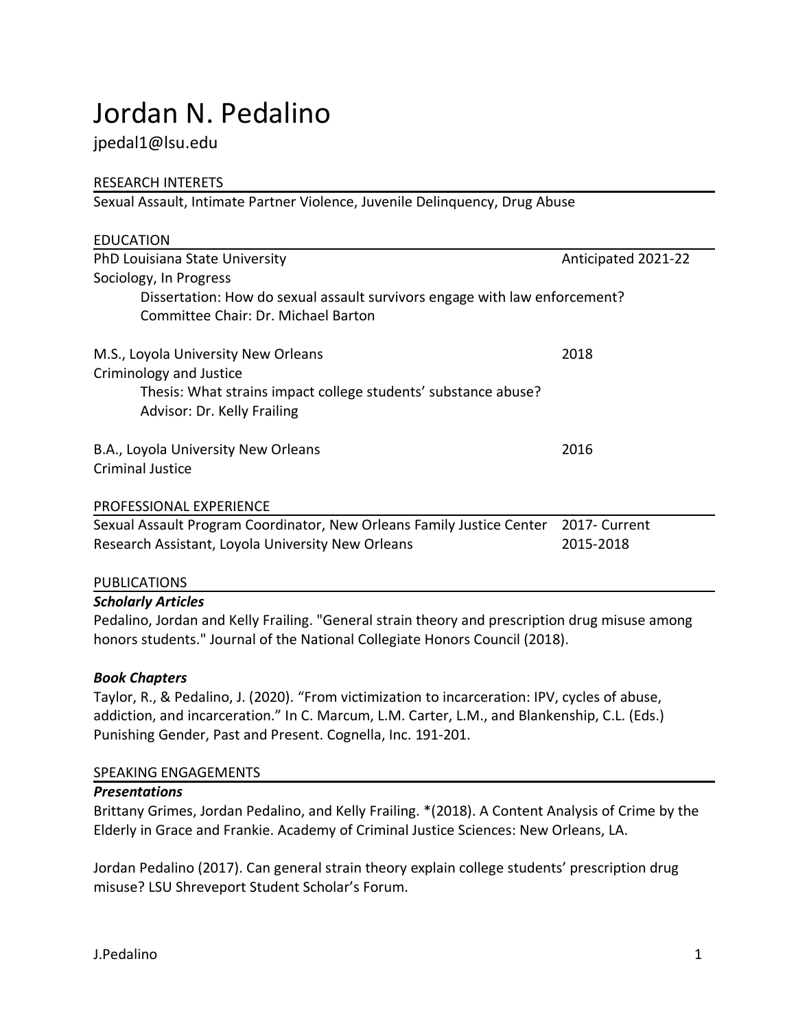# Jordan N. Pedalino

jpedal1@lsu.edu

## RESEARCH INTERETS

Sexual Assault, Intimate Partner Violence, Juvenile Delinquency, Drug Abuse

## EDUCATION

PhD Louisiana State University — Anticipated 2021-22
Sociology, In Progress
Dissertation: How do sexual assault survivors engage with law enforcement?
Committee Chair: Dr. Michael Barton

M.S., Loyola University New Orleans — 2018
Criminology and Justice
Thesis: What strains impact college students' substance abuse?
Advisor: Dr. Kelly Frailing

B.A., Loyola University New Orleans — 2016
Criminal Justice

## PROFESSIONAL EXPERIENCE

Sexual Assault Program Coordinator, New Orleans Family Justice Center — 2017- Current
Research Assistant, Loyola University New Orleans — 2015-2018

## PUBLICATIONS

***Scholarly Articles***

Pedalino, Jordan and Kelly Frailing. "General strain theory and prescription drug misuse among honors students." Journal of the National Collegiate Honors Council (2018).

***Book Chapters***

Taylor, R., & Pedalino, J. (2020). "From victimization to incarceration: IPV, cycles of abuse, addiction, and incarceration." In C. Marcum, L.M. Carter, L.M., and Blankenship, C.L. (Eds.) Punishing Gender, Past and Present. Cognella, Inc. 191-201.

## SPEAKING ENGAGEMENTS

***Presentations***

Brittany Grimes, Jordan Pedalino, and Kelly Frailing. *(2018). A Content Analysis of Crime by the Elderly in Grace and Frankie. Academy of Criminal Justice Sciences: New Orleans, LA.

Jordan Pedalino (2017). Can general strain theory explain college students' prescription drug misuse? LSU Shreveport Student Scholar's Forum.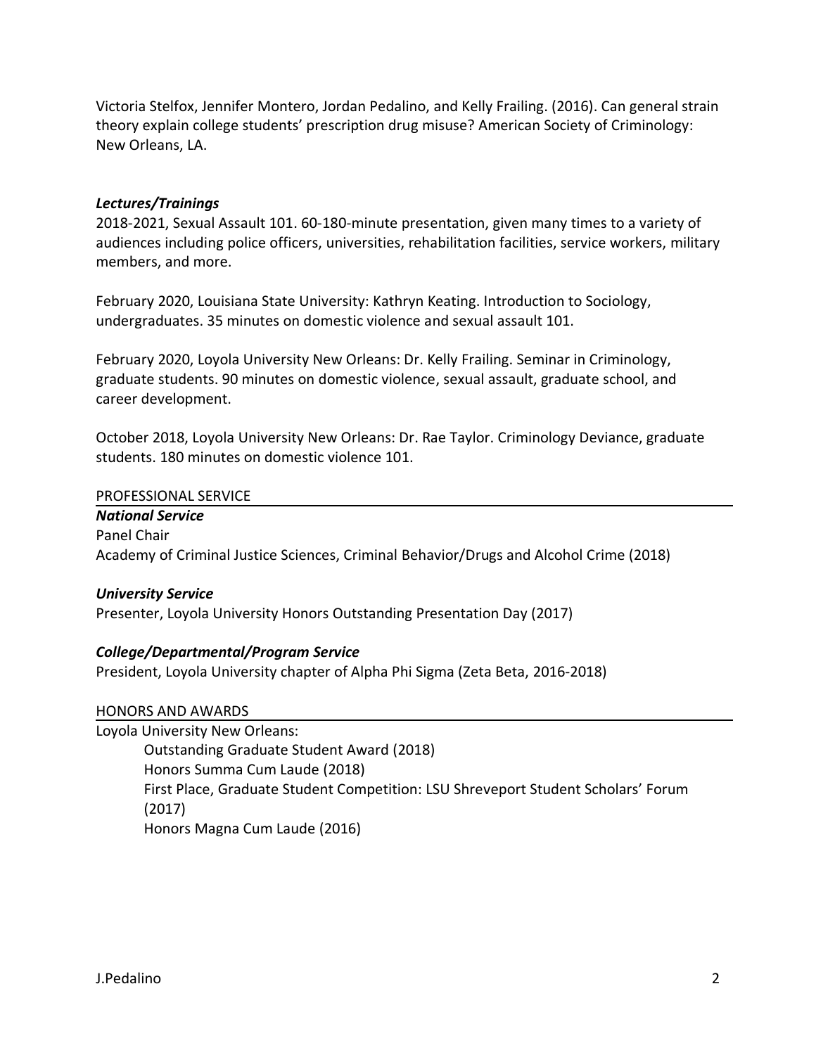Victoria Stelfox, Jennifer Montero, Jordan Pedalino, and Kelly Frailing. (2016). Can general strain theory explain college students' prescription drug misuse? American Society of Criminology: New Orleans, LA.

### *Lectures/Trainings*

2018-2021, Sexual Assault 101. 60-180-minute presentation, given many times to a variety of audiences including police officers, universities, rehabilitation facilities, service workers, military members, and more.

February 2020, Louisiana State University: Kathryn Keating. Introduction to Sociology, undergraduates. 35 minutes on domestic violence and sexual assault 101.

February 2020, Loyola University New Orleans: Dr. Kelly Frailing. Seminar in Criminology, graduate students. 90 minutes on domestic violence, sexual assault, graduate school, and career development.

October 2018, Loyola University New Orleans: Dr. Rae Taylor. Criminology Deviance, graduate students. 180 minutes on domestic violence 101.

## PROFESSIONAL SERVICE

### *National Service*

Panel Chair
Academy of Criminal Justice Sciences, Criminal Behavior/Drugs and Alcohol Crime (2018)

### *University Service*

Presenter, Loyola University Honors Outstanding Presentation Day (2017)

### *College/Departmental/Program Service*

President, Loyola University chapter of Alpha Phi Sigma (Zeta Beta, 2016-2018)

## HONORS AND AWARDS

Loyola University New Orleans:

- Outstanding Graduate Student Award (2018)
- Honors Summa Cum Laude (2018)
- First Place, Graduate Student Competition: LSU Shreveport Student Scholars' Forum (2017)
- Honors Magna Cum Laude (2016)